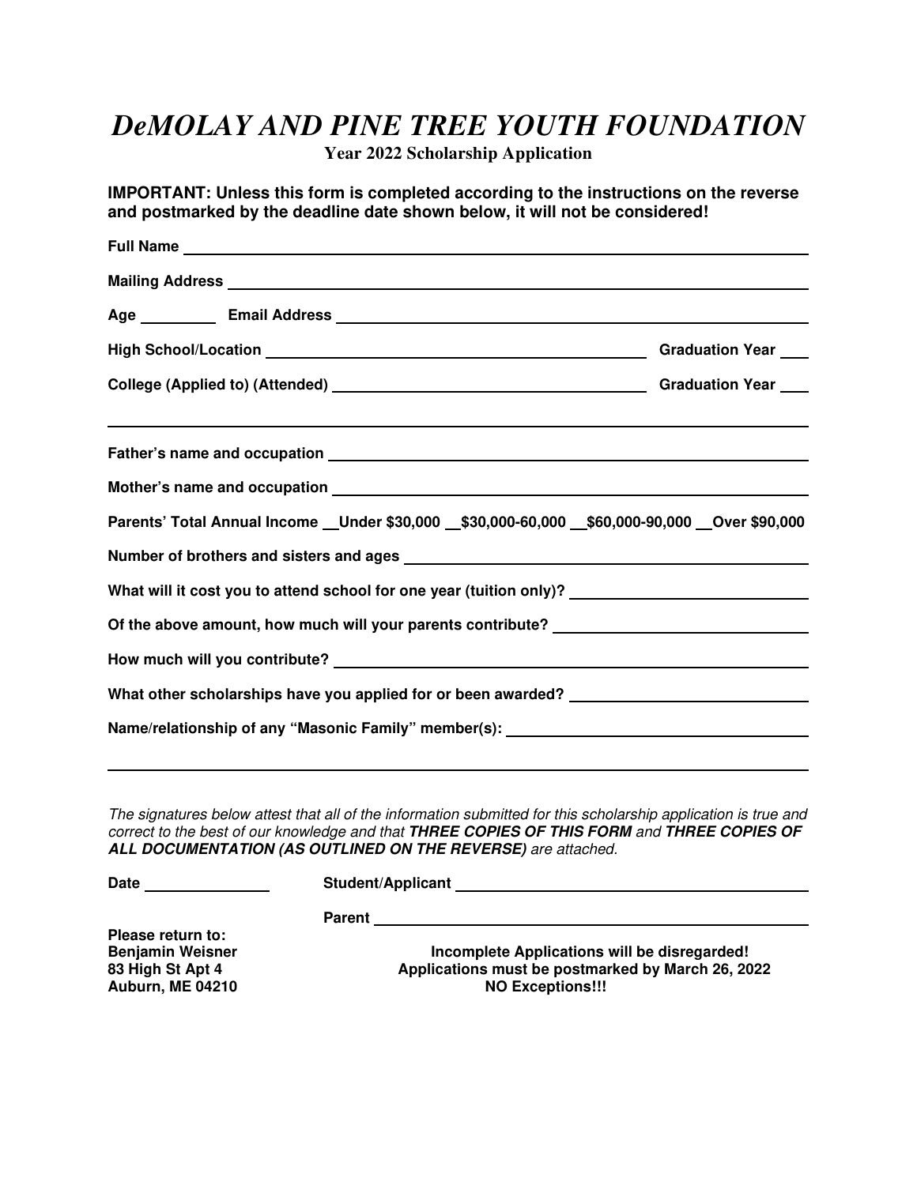# *DeMOLAY AND PINE TREE YOUTH FOUNDATION*

**Year 2022 Scholarship Application**

**IMPORTANT: Unless this form is completed according to the instructions on the reverse and postmarked by the deadline date shown below, it will not be considered!**

**Full Name** ______________________________________________

**Mailing Address** ______________________________________________

**Age** _________ **Email Address** ______________________________________________

**High School/Location** ______________________________ **Graduation Year** ____

**College (Applied to) (Attended)** ______________________________ **Graduation Year** ____

______________________________________________

**Father's name and occupation** ______________________________________________

**Mother's name and occupation** ______________________________________________

**Parents' Total Annual Income** __**Under $30,000** __**$30,000-60,000** __**$60,000-90,000** __**Over $90,000**

**Number of brothers and sisters and ages** ______________________________________________

**What will it cost you to attend school for one year (tuition only)?** ______________________________

**Of the above amount, how much will your parents contribute?** ______________________________

**How much will you contribute?** ______________________________________________

**What other scholarships have you applied for or been awarded?** ______________________________

**Name/relationship of any "Masonic Family" member(s):** ______________________________

______________________________________________

*The signatures below attest that all of the information submitted for this scholarship application is true and correct to the best of our knowledge and that* ***THREE COPIES OF THIS FORM*** *and* ***THREE COPIES OF ALL DOCUMENTATION (AS OUTLINED ON THE REVERSE)*** *are attached.*

**Date** _______________ **Student/Applicant** ______________________________

**Parent** ______________________________

**Please return to:**
**Benjamin Weisner**
**83 High St Apt 4**
**Auburn, ME 04210**

**Incomplete Applications will be disregarded!**
**Applications must be postmarked by March 26, 2022**
**NO Exceptions!!!**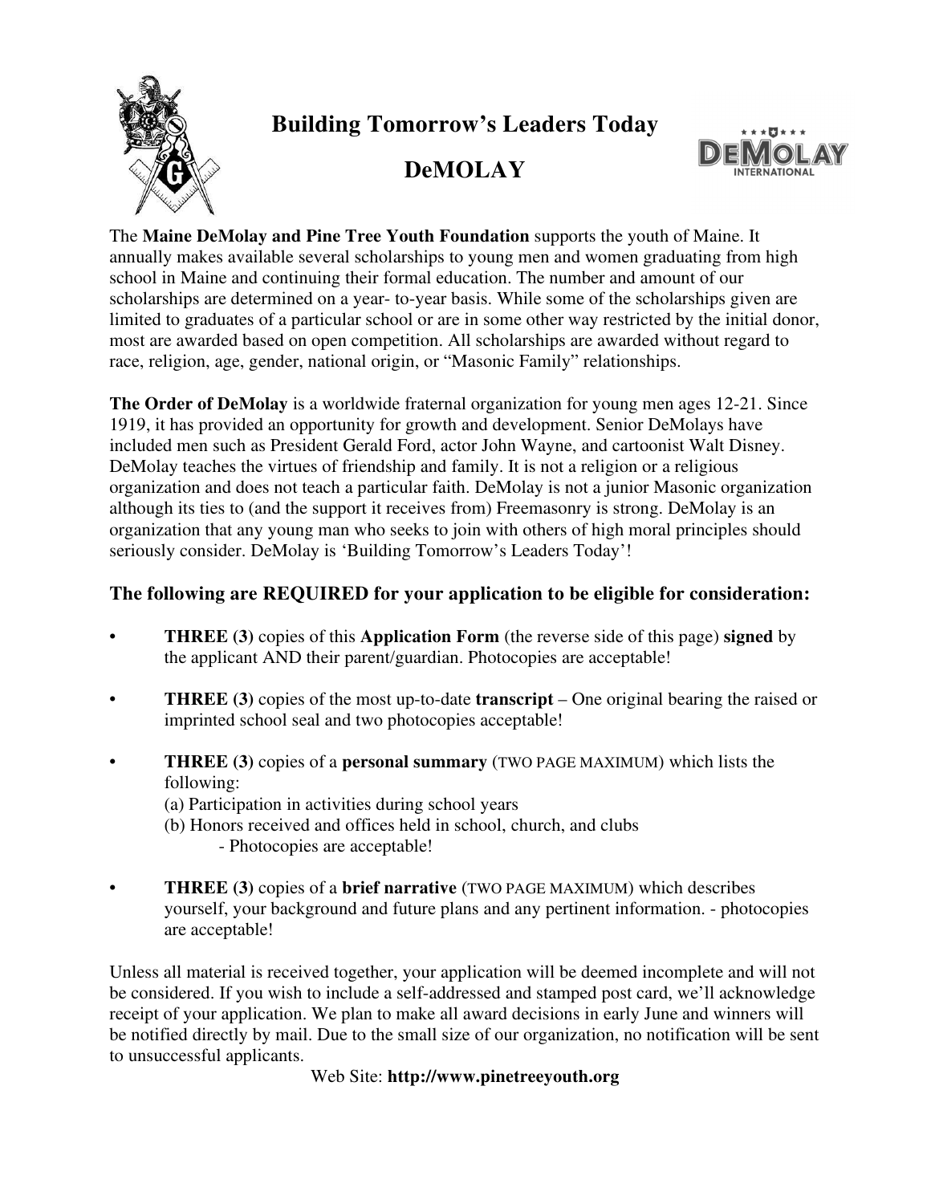# Building Tomorrow's Leaders Today

# DeMOLAY

The **Maine DeMolay and Pine Tree Youth Foundation** supports the youth of Maine. It annually makes available several scholarships to young men and women graduating from high school in Maine and continuing their formal education. The number and amount of our scholarships are determined on a year- to-year basis. While some of the scholarships given are limited to graduates of a particular school or are in some other way restricted by the initial donor, most are awarded based on open competition. All scholarships are awarded without regard to race, religion, age, gender, national origin, or "Masonic Family" relationships.

**The Order of DeMolay** is a worldwide fraternal organization for young men ages 12-21. Since 1919, it has provided an opportunity for growth and development. Senior DeMolays have included men such as President Gerald Ford, actor John Wayne, and cartoonist Walt Disney. DeMolay teaches the virtues of friendship and family. It is not a religion or a religious organization and does not teach a particular faith. DeMolay is not a junior Masonic organization although its ties to (and the support it receives from) Freemasonry is strong. DeMolay is an organization that any young man who seeks to join with others of high moral principles should seriously consider. DeMolay is 'Building Tomorrow's Leaders Today'!

## The following are REQUIRED for your application to be eligible for consideration:

- **THREE (3)** copies of this **Application Form** (the reverse side of this page) **signed** by the applicant AND their parent/guardian. Photocopies are acceptable!
- **THREE (3)** copies of the most up-to-date **transcript** – One original bearing the raised or imprinted school seal and two photocopies acceptable!
- **THREE (3)** copies of a **personal summary** (TWO PAGE MAXIMUM) which lists the following:
  (a) Participation in activities during school years
  (b) Honors received and offices held in school, church, and clubs
  - Photocopies are acceptable!
- **THREE (3)** copies of a **brief narrative** (TWO PAGE MAXIMUM) which describes yourself, your background and future plans and any pertinent information. - photocopies are acceptable!

Unless all material is received together, your application will be deemed incomplete and will not be considered. If you wish to include a self-addressed and stamped post card, we'll acknowledge receipt of your application. We plan to make all award decisions in early June and winners will be notified directly by mail. Due to the small size of our organization, no notification will be sent to unsuccessful applicants.

Web Site: **http://www.pinetreeyouth.org**